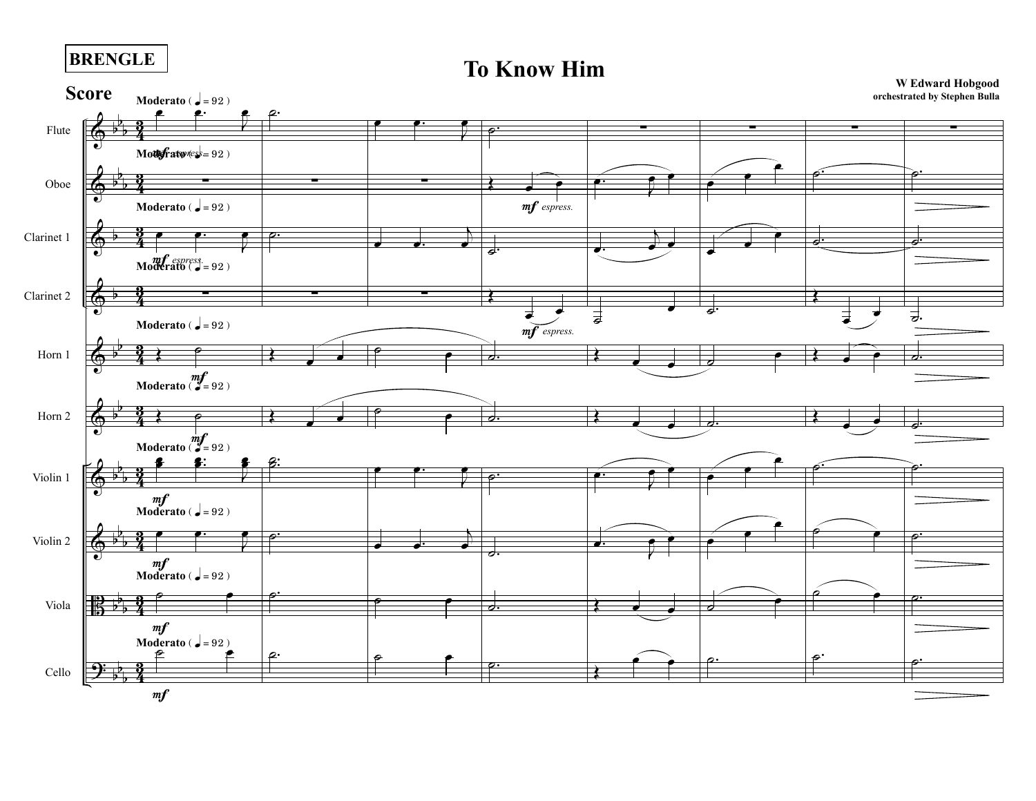**BRENGLE**

# To Know Him

**Score**

**W Edward Hobgood**
**orchestrated by Stephen Bulla**

**Moderato** ( ♩ = 92 )

Flute

Oboe

Clarinet 1

Clarinet 2

Horn 1

Horn 2

Violin 1

Violin 2

Viola

Cello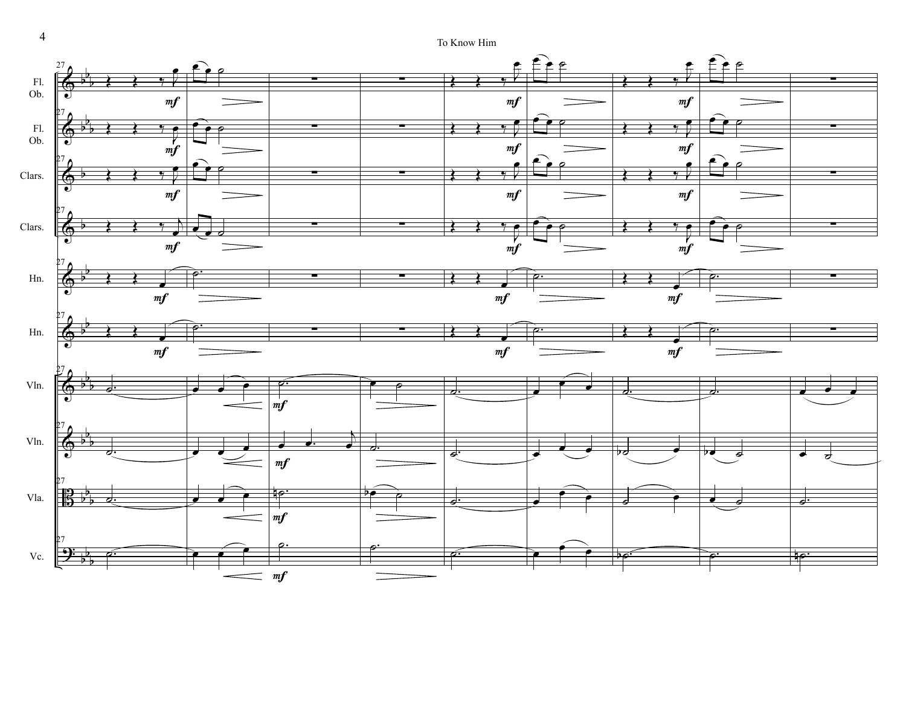Fl.
Ob.

Fl.
Ob.

Clars.

Clars.

Hn.

Hn.

Vln.

Vln.

Vla.

Vc.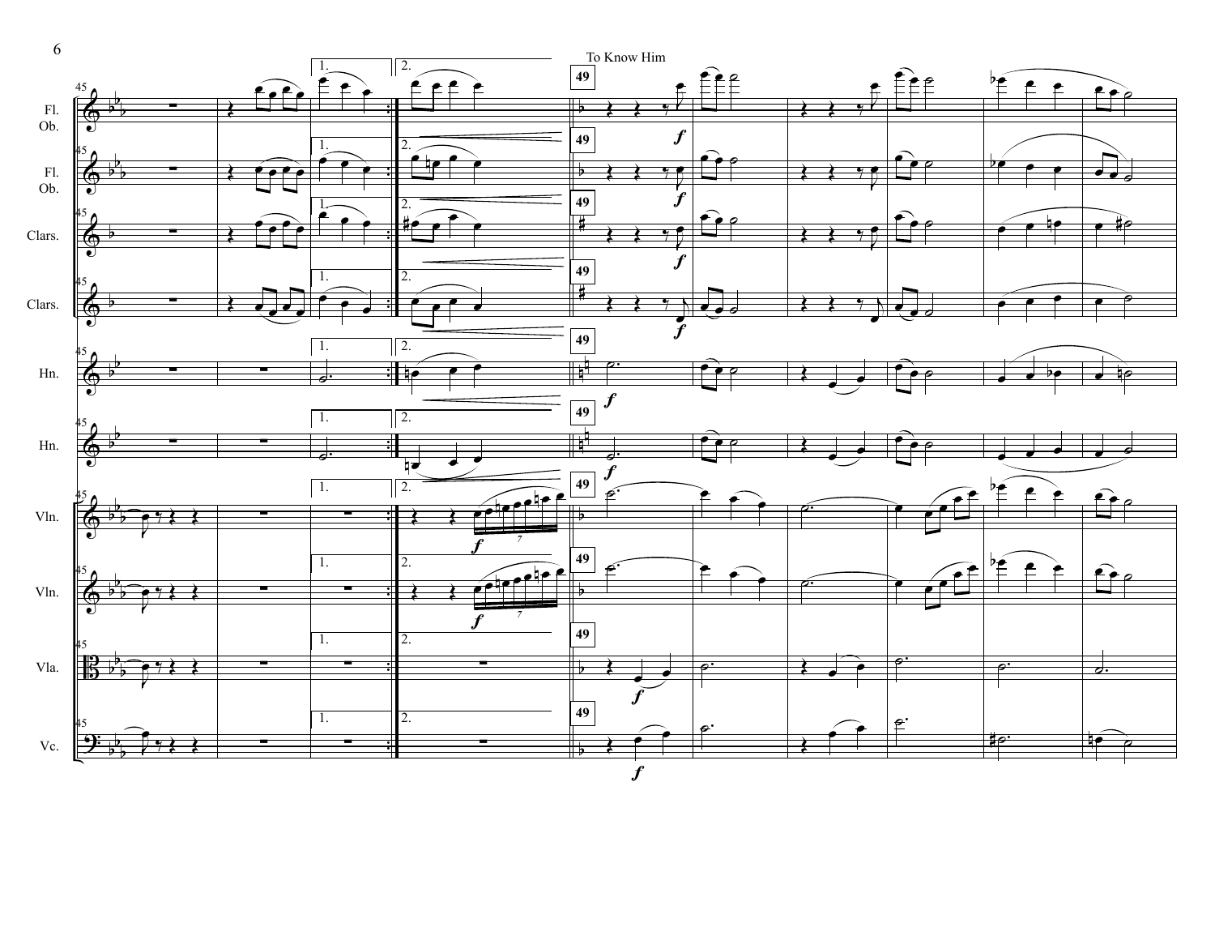To Know Him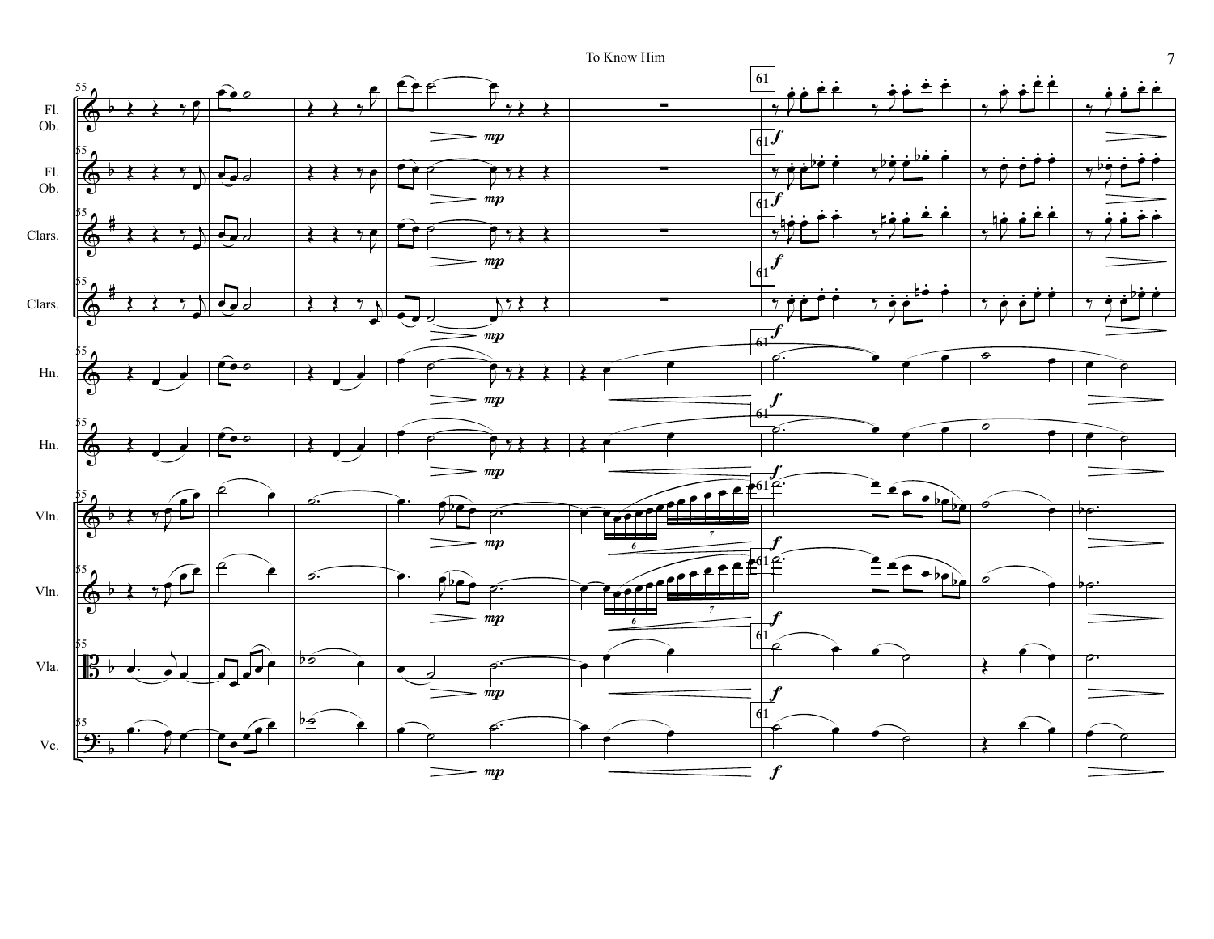Fl.
Ob.

Fl.
Ob.

Clars.

Clars.

Hn.

Hn.

Vln.

Vln.

Vla.

Vc.